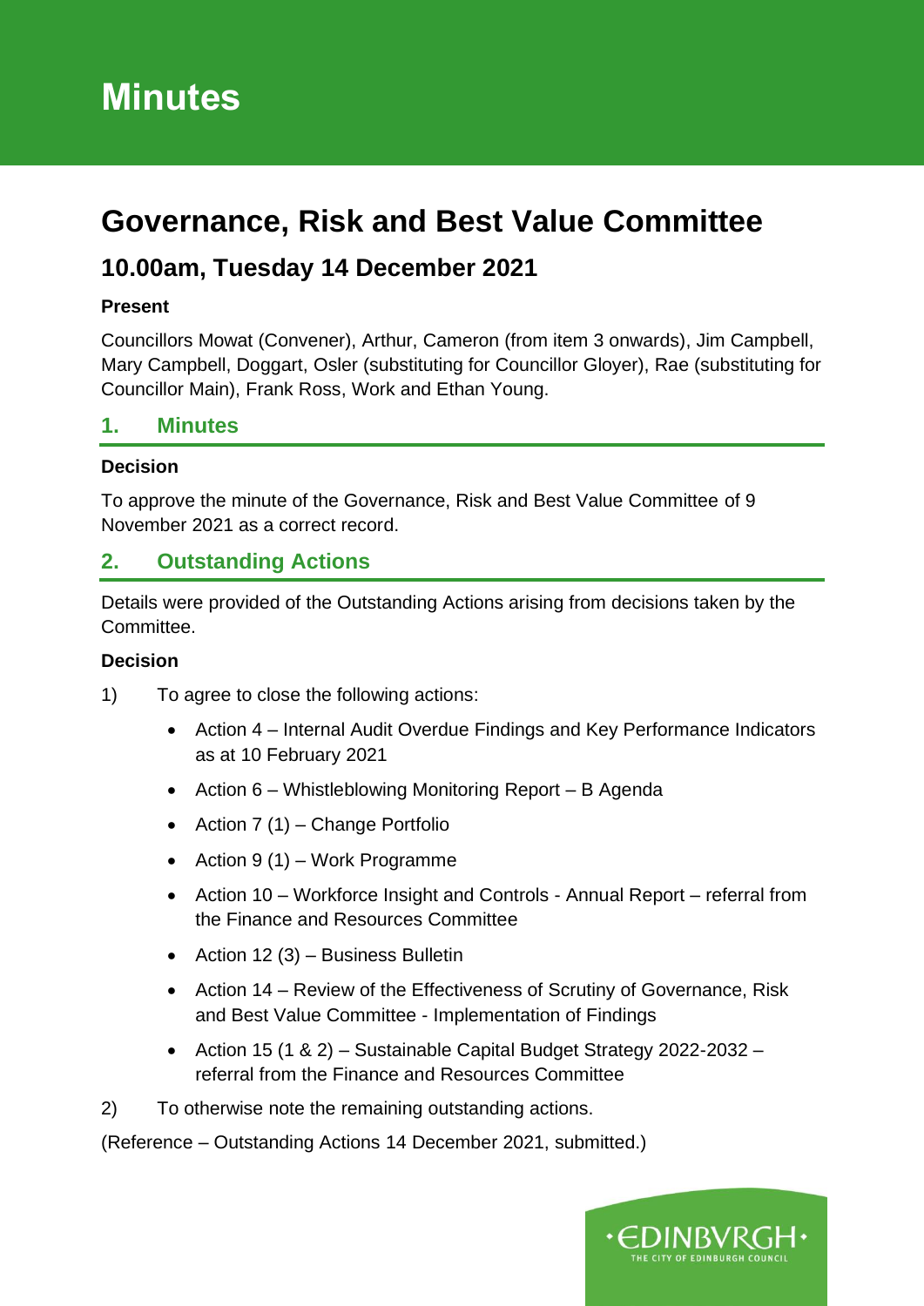# Minutes

# Governance, Risk and Best Value Committee

## 10.00am, Tuesday 14 December 2021

**Present**

Councillors Mowat (Convener), Arthur, Cameron (from item 3 onwards), Jim Campbell, Mary Campbell, Doggart, Osler (substituting for Councillor Gloyer), Rae (substituting for Councillor Main), Frank Ross, Work and Ethan Young.

## 1. Minutes

**Decision**

To approve the minute of the Governance, Risk and Best Value Committee of 9 November 2021 as a correct record.

## 2. Outstanding Actions

Details were provided of the Outstanding Actions arising from decisions taken by the Committee.

**Decision**

1) To agree to close the following actions:

- Action 4 – Internal Audit Overdue Findings and Key Performance Indicators as at 10 February 2021
- Action 6 – Whistleblowing Monitoring Report – B Agenda
- Action 7 (1) – Change Portfolio
- Action 9 (1) – Work Programme
- Action 10 – Workforce Insight and Controls - Annual Report – referral from the Finance and Resources Committee
- Action 12 (3) – Business Bulletin
- Action 14 – Review of the Effectiveness of Scrutiny of Governance, Risk and Best Value Committee - Implementation of Findings
- Action 15 (1 & 2) – Sustainable Capital Budget Strategy 2022-2032 – referral from the Finance and Resources Committee

2) To otherwise note the remaining outstanding actions.

(Reference – Outstanding Actions 14 December 2021, submitted.)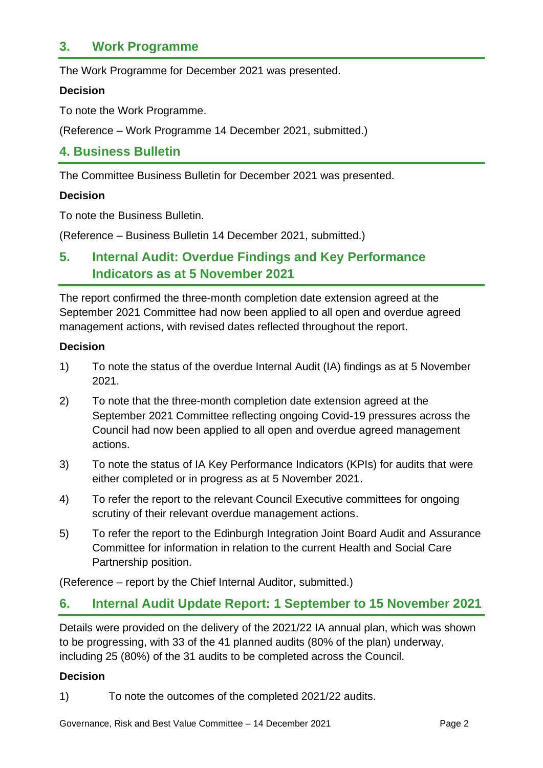## 3. Work Programme

The Work Programme for December 2021 was presented.

**Decision**

To note the Work Programme.

(Reference – Work Programme 14 December 2021, submitted.)

## 4. Business Bulletin

The Committee Business Bulletin for December 2021 was presented.

**Decision**

To note the Business Bulletin.

(Reference – Business Bulletin 14 December 2021, submitted.)

## 5. Internal Audit: Overdue Findings and Key Performance Indicators as at 5 November 2021

The report confirmed the three-month completion date extension agreed at the September 2021 Committee had now been applied to all open and overdue agreed management actions, with revised dates reflected throughout the report.

**Decision**

1) To note the status of the overdue Internal Audit (IA) findings as at 5 November 2021.

2) To note that the three-month completion date extension agreed at the September 2021 Committee reflecting ongoing Covid-19 pressures across the Council had now been applied to all open and overdue agreed management actions.

3) To note the status of IA Key Performance Indicators (KPIs) for audits that were either completed or in progress as at 5 November 2021.

4) To refer the report to the relevant Council Executive committees for ongoing scrutiny of their relevant overdue management actions.

5) To refer the report to the Edinburgh Integration Joint Board Audit and Assurance Committee for information in relation to the current Health and Social Care Partnership position.

(Reference – report by the Chief Internal Auditor, submitted.)

## 6. Internal Audit Update Report: 1 September to 15 November 2021

Details were provided on the delivery of the 2021/22 IA annual plan, which was shown to be progressing, with 33 of the 41 planned audits (80% of the plan) underway, including 25 (80%) of the 31 audits to be completed across the Council.

**Decision**

1) To note the outcomes of the completed 2021/22 audits.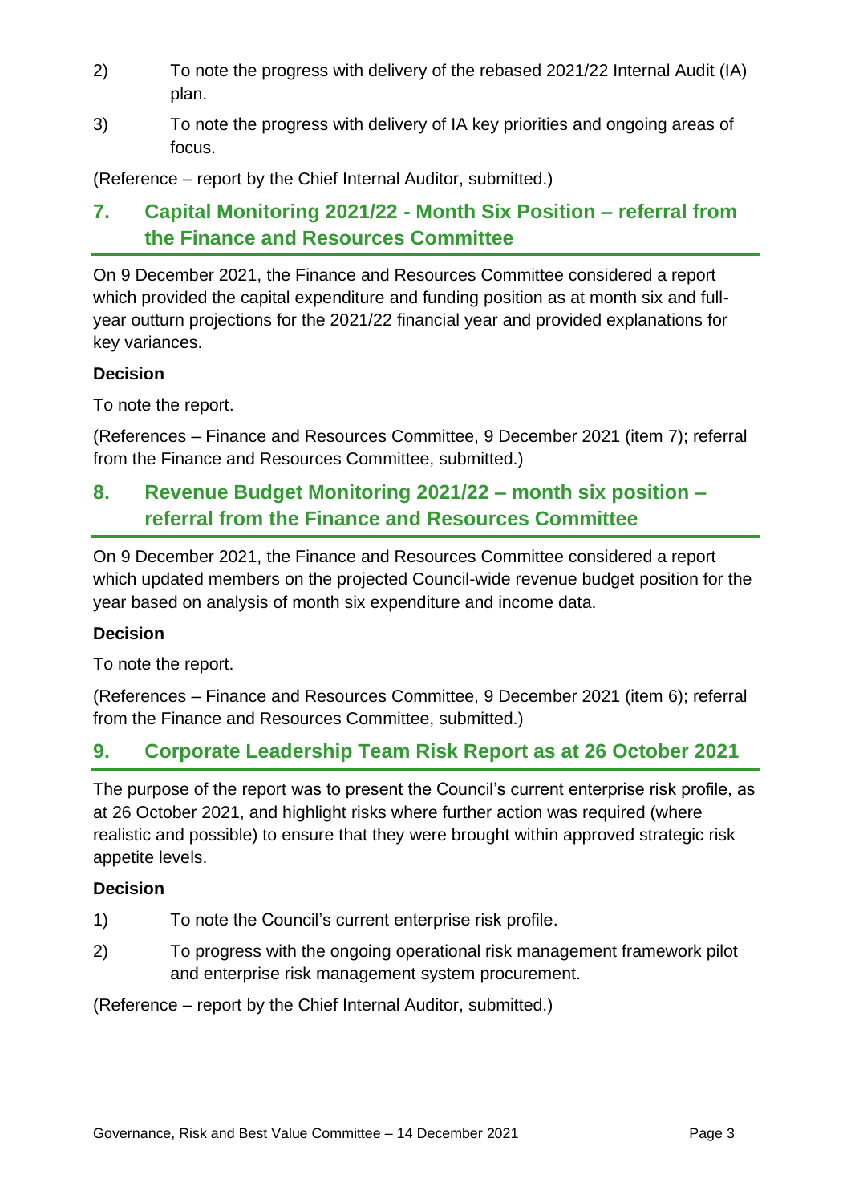2) To note the progress with delivery of the rebased 2021/22 Internal Audit (IA) plan.

3) To note the progress with delivery of IA key priorities and ongoing areas of focus.

(Reference – report by the Chief Internal Auditor, submitted.)

## 7. Capital Monitoring 2021/22 - Month Six Position – referral from the Finance and Resources Committee

On 9 December 2021, the Finance and Resources Committee considered a report which provided the capital expenditure and funding position as at month six and full-year outturn projections for the 2021/22 financial year and provided explanations for key variances.

**Decision**

To note the report.

(References – Finance and Resources Committee, 9 December 2021 (item 7); referral from the Finance and Resources Committee, submitted.)

## 8. Revenue Budget Monitoring 2021/22 – month six position – referral from the Finance and Resources Committee

On 9 December 2021, the Finance and Resources Committee considered a report which updated members on the projected Council-wide revenue budget position for the year based on analysis of month six expenditure and income data.

**Decision**

To note the report.

(References – Finance and Resources Committee, 9 December 2021 (item 6); referral from the Finance and Resources Committee, submitted.)

## 9. Corporate Leadership Team Risk Report as at 26 October 2021

The purpose of the report was to present the Council's current enterprise risk profile, as at 26 October 2021, and highlight risks where further action was required (where realistic and possible) to ensure that they were brought within approved strategic risk appetite levels.

**Decision**

1) To note the Council's current enterprise risk profile.

2) To progress with the ongoing operational risk management framework pilot and enterprise risk management system procurement.

(Reference – report by the Chief Internal Auditor, submitted.)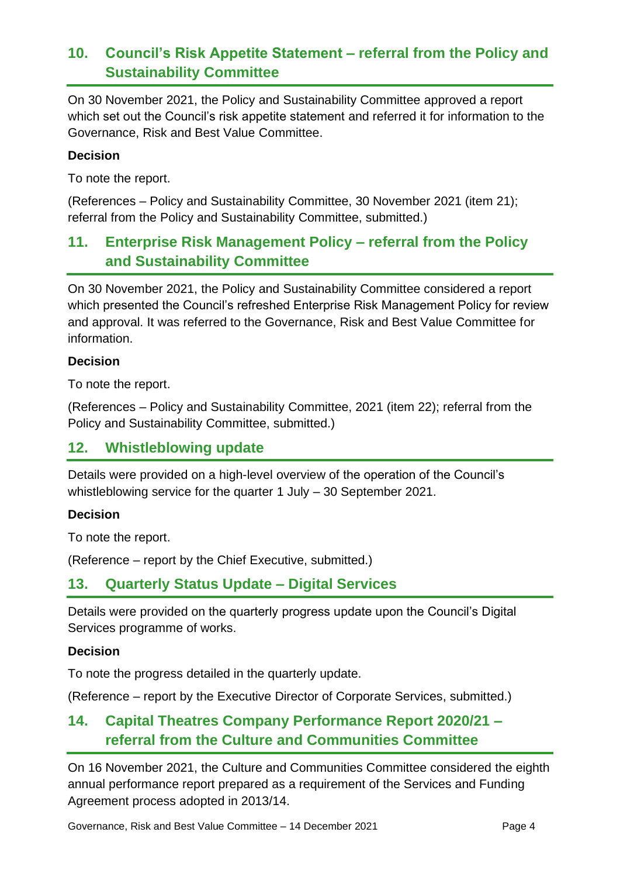## 10. Council's Risk Appetite Statement – referral from the Policy and Sustainability Committee

On 30 November 2021, the Policy and Sustainability Committee approved a report which set out the Council's risk appetite statement and referred it for information to the Governance, Risk and Best Value Committee.

**Decision**

To note the report.

(References – Policy and Sustainability Committee, 30 November 2021 (item 21); referral from the Policy and Sustainability Committee, submitted.)

## 11. Enterprise Risk Management Policy – referral from the Policy and Sustainability Committee

On 30 November 2021, the Policy and Sustainability Committee considered a report which presented the Council's refreshed Enterprise Risk Management Policy for review and approval. It was referred to the Governance, Risk and Best Value Committee for information.

**Decision**

To note the report.

(References – Policy and Sustainability Committee, 2021 (item 22); referral from the Policy and Sustainability Committee, submitted.)

## 12. Whistleblowing update

Details were provided on a high-level overview of the operation of the Council's whistleblowing service for the quarter 1 July – 30 September 2021.

**Decision**

To note the report.

(Reference – report by the Chief Executive, submitted.)

## 13. Quarterly Status Update – Digital Services

Details were provided on the quarterly progress update upon the Council's Digital Services programme of works.

**Decision**

To note the progress detailed in the quarterly update.

(Reference – report by the Executive Director of Corporate Services, submitted.)

## 14. Capital Theatres Company Performance Report 2020/21 – referral from the Culture and Communities Committee

On 16 November 2021, the Culture and Communities Committee considered the eighth annual performance report prepared as a requirement of the Services and Funding Agreement process adopted in 2013/14.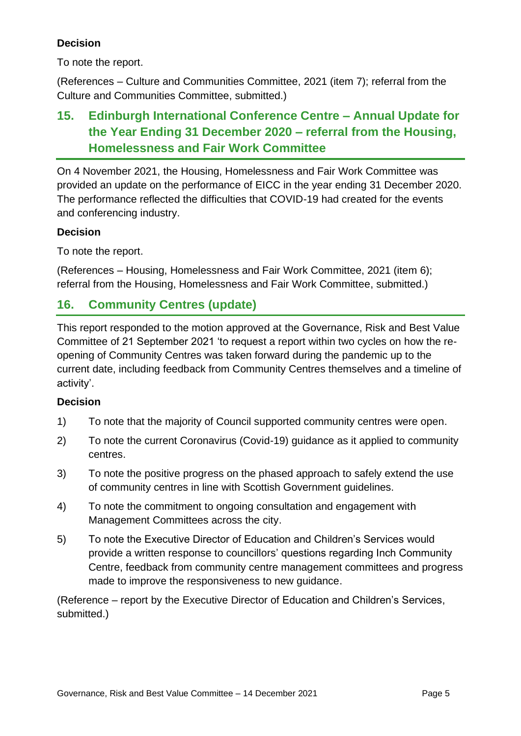**Decision**

To note the report.

(References – Culture and Communities Committee, 2021 (item 7); referral from the Culture and Communities Committee, submitted.)

## 15. Edinburgh International Conference Centre – Annual Update for the Year Ending 31 December 2020 – referral from the Housing, Homelessness and Fair Work Committee

On 4 November 2021, the Housing, Homelessness and Fair Work Committee was provided an update on the performance of EICC in the year ending 31 December 2020. The performance reflected the difficulties that COVID-19 had created for the events and conferencing industry.

**Decision**

To note the report.

(References – Housing, Homelessness and Fair Work Committee, 2021 (item 6); referral from the Housing, Homelessness and Fair Work Committee, submitted.)

## 16. Community Centres (update)

This report responded to the motion approved at the Governance, Risk and Best Value Committee of 21 September 2021 'to request a report within two cycles on how the re-opening of Community Centres was taken forward during the pandemic up to the current date, including feedback from Community Centres themselves and a timeline of activity'.

**Decision**

1) To note that the majority of Council supported community centres were open.
2) To note the current Coronavirus (Covid-19) guidance as it applied to community centres.
3) To note the positive progress on the phased approach to safely extend the use of community centres in line with Scottish Government guidelines.
4) To note the commitment to ongoing consultation and engagement with Management Committees across the city.
5) To note the Executive Director of Education and Children's Services would provide a written response to councillors' questions regarding Inch Community Centre, feedback from community centre management committees and progress made to improve the responsiveness to new guidance.

(Reference – report by the Executive Director of Education and Children's Services, submitted.)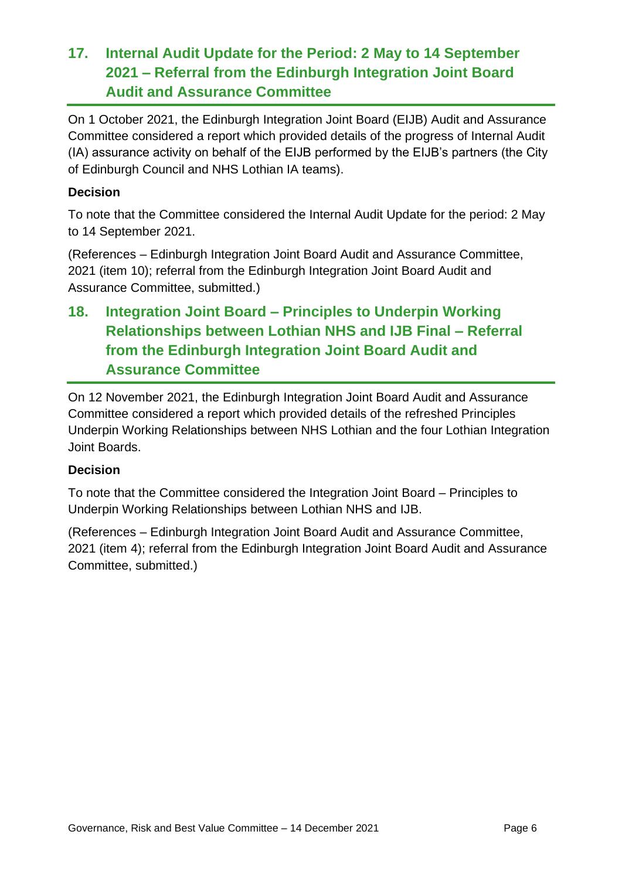## 17. Internal Audit Update for the Period: 2 May to 14 September 2021 – Referral from the Edinburgh Integration Joint Board Audit and Assurance Committee

On 1 October 2021, the Edinburgh Integration Joint Board (EIJB) Audit and Assurance Committee considered a report which provided details of the progress of Internal Audit (IA) assurance activity on behalf of the EIJB performed by the EIJB's partners (the City of Edinburgh Council and NHS Lothian IA teams).

**Decision**

To note that the Committee considered the Internal Audit Update for the period: 2 May to 14 September 2021.

(References – Edinburgh Integration Joint Board Audit and Assurance Committee, 2021 (item 10); referral from the Edinburgh Integration Joint Board Audit and Assurance Committee, submitted.)

## 18. Integration Joint Board – Principles to Underpin Working Relationships between Lothian NHS and IJB Final – Referral from the Edinburgh Integration Joint Board Audit and Assurance Committee

On 12 November 2021, the Edinburgh Integration Joint Board Audit and Assurance Committee considered a report which provided details of the refreshed Principles Underpin Working Relationships between NHS Lothian and the four Lothian Integration Joint Boards.

**Decision**

To note that the Committee considered the Integration Joint Board – Principles to Underpin Working Relationships between Lothian NHS and IJB.

(References – Edinburgh Integration Joint Board Audit and Assurance Committee, 2021 (item 4); referral from the Edinburgh Integration Joint Board Audit and Assurance Committee, submitted.)